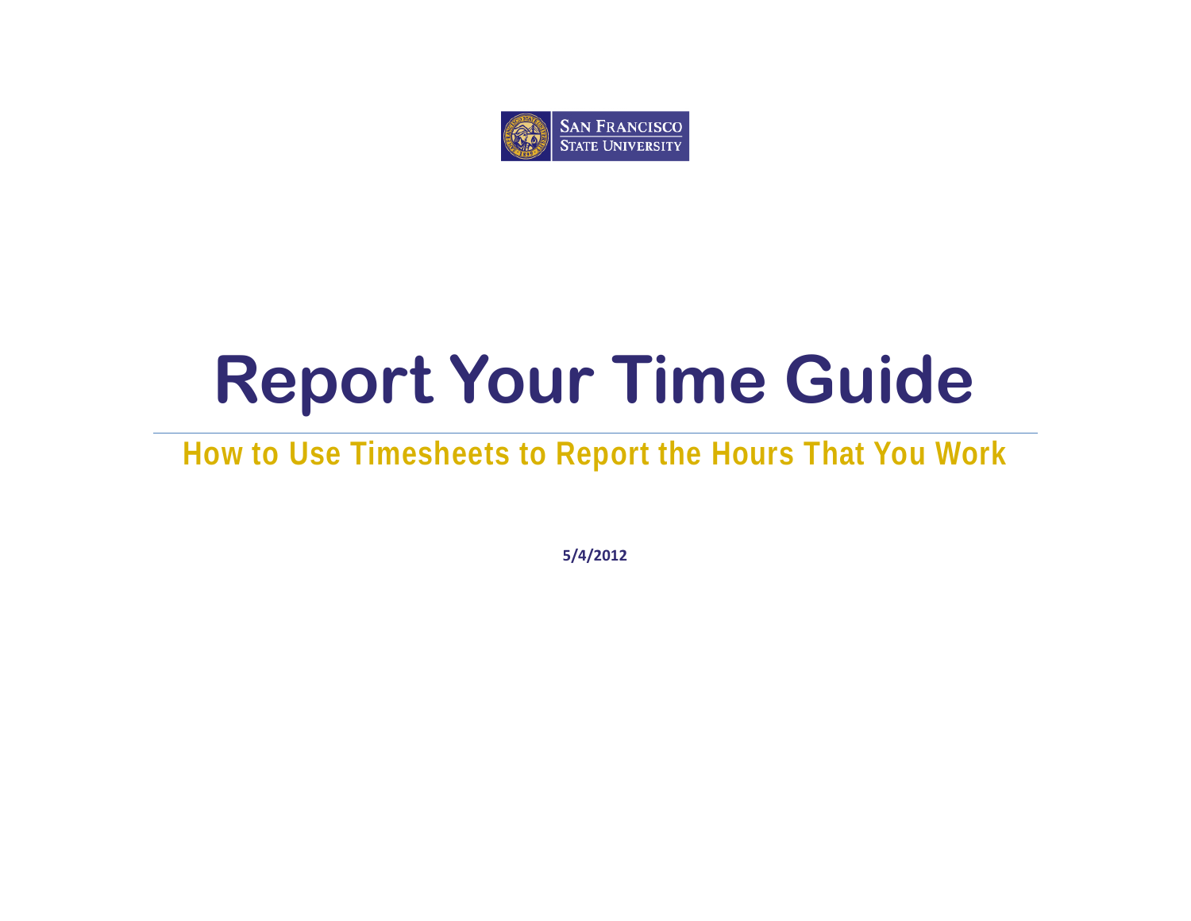SAN FRANCISCO STATE UNIVERSITY

# Report Your Time Guide

## How to Use Timesheets to Report the Hours That You Work

**5/4/2012**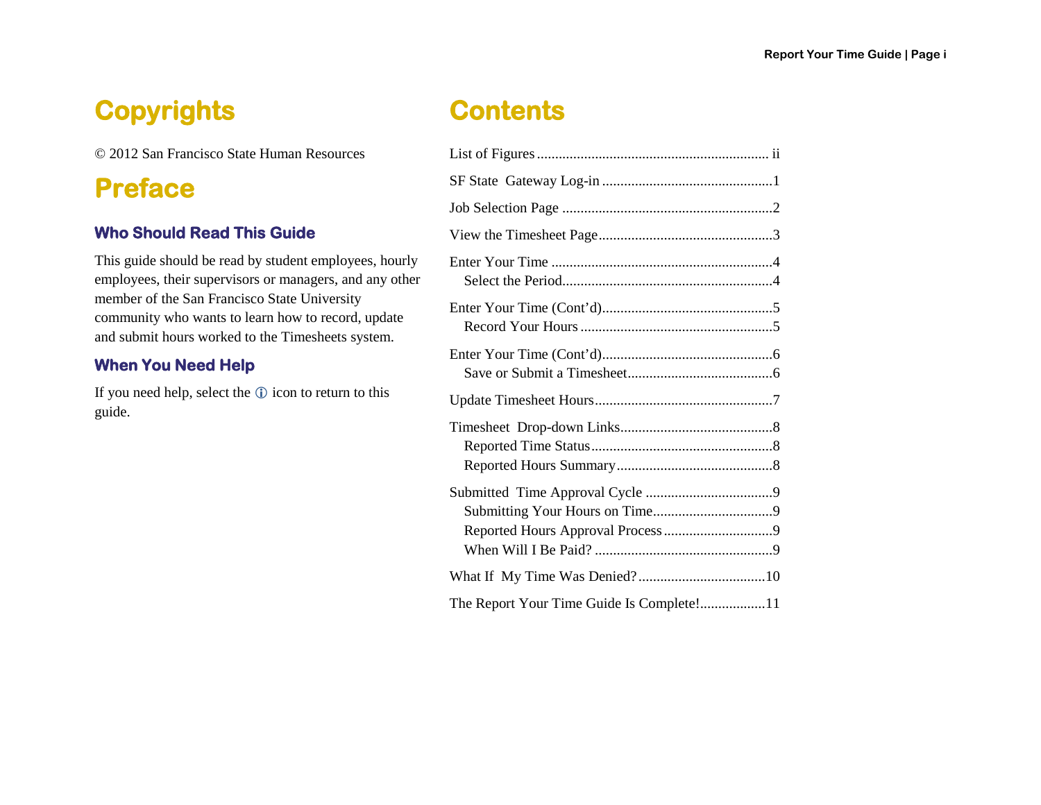# Copyrights

© 2012 San Francisco State Human Resources

# Preface

## Who Should Read This Guide

This guide should be read by student employees, hourly employees, their supervisors or managers, and any other member of the San Francisco State University community who wants to learn how to record, update and submit hours worked to the Timesheets system.

## When You Need Help

If you need help, select the ⓘ icon to return to this guide.

# Contents

List of Figures ............................................................... ii

SF State Gateway Log-in ..............................................1

Job Selection Page .........................................................2

View the Timesheet Page...............................................3

Enter Your Time ............................................................4
- Select the Period.........................................................4

Enter Your Time (Cont'd)..............................................5
- Record Your Hours ....................................................5

Enter Your Time (Cont'd)..............................................6
- Save or Submit a Timesheet.......................................6

Update Timesheet Hours................................................7

Timesheet Drop-down Links..........................................8
- Reported Time Status.................................................8
- Reported Hours Summary..........................................8

Submitted Time Approval Cycle ..................................9
- Submitting Your Hours on Time................................9
- Reported Hours Approval Process.............................9
- When Will I Be Paid? ................................................9

What If My Time Was Denied?..................................10

The Report Your Time Guide Is Complete!.................11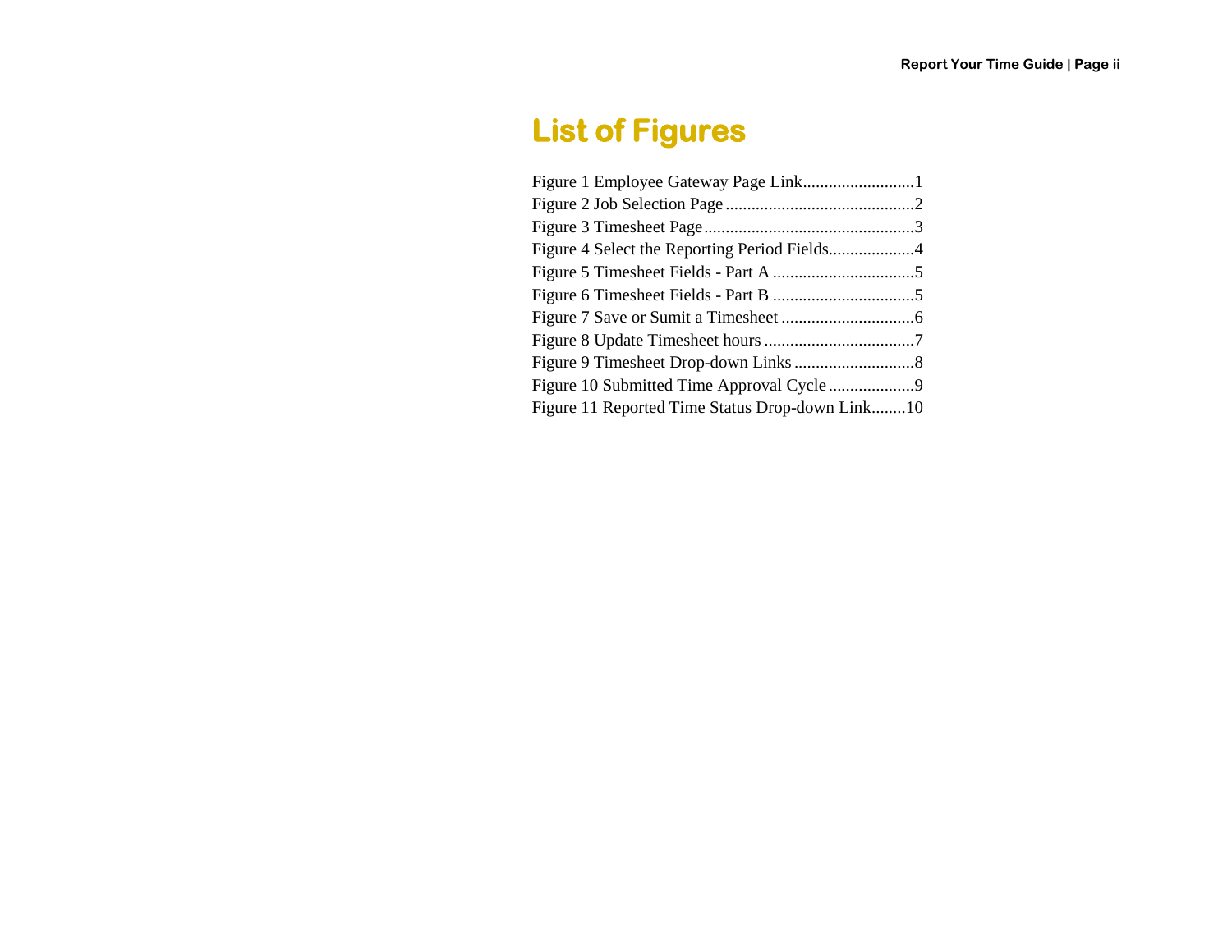# List of Figures

Figure 1 Employee Gateway Page Link..........................1
Figure 2 Job Selection Page ............................................2
Figure 3 Timesheet Page.................................................3
Figure 4 Select the Reporting Period Fields....................4
Figure 5 Timesheet Fields - Part A .................................5
Figure 6 Timesheet Fields - Part B .................................5
Figure 7 Save or Sumit a Timesheet ...............................6
Figure 8 Update Timesheet hours ...................................7
Figure 9 Timesheet Drop-down Links ............................8
Figure 10 Submitted Time Approval Cycle ....................9
Figure 11 Reported Time Status Drop-down Link........10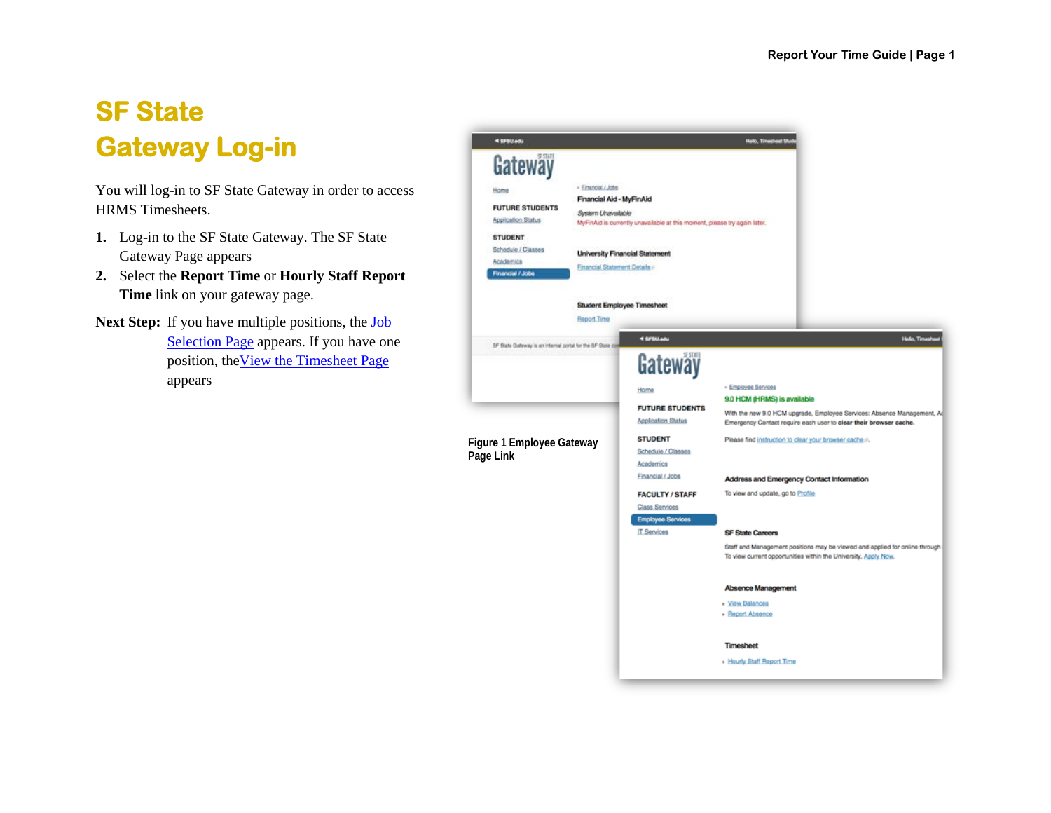# SF State Gateway Log-in

You will log-in to SF State Gateway in order to access HRMS Timesheets.

1. Log-in to the SF State Gateway. The SF State Gateway Page appears
2. Select the **Report Time** or **Hourly Staff Report Time** link on your gateway page.

**Next Step:** If you have multiple positions, the Job Selection Page appears. If you have one position, theView the Timesheet Page appears

Figure 1 Employee Gateway Page Link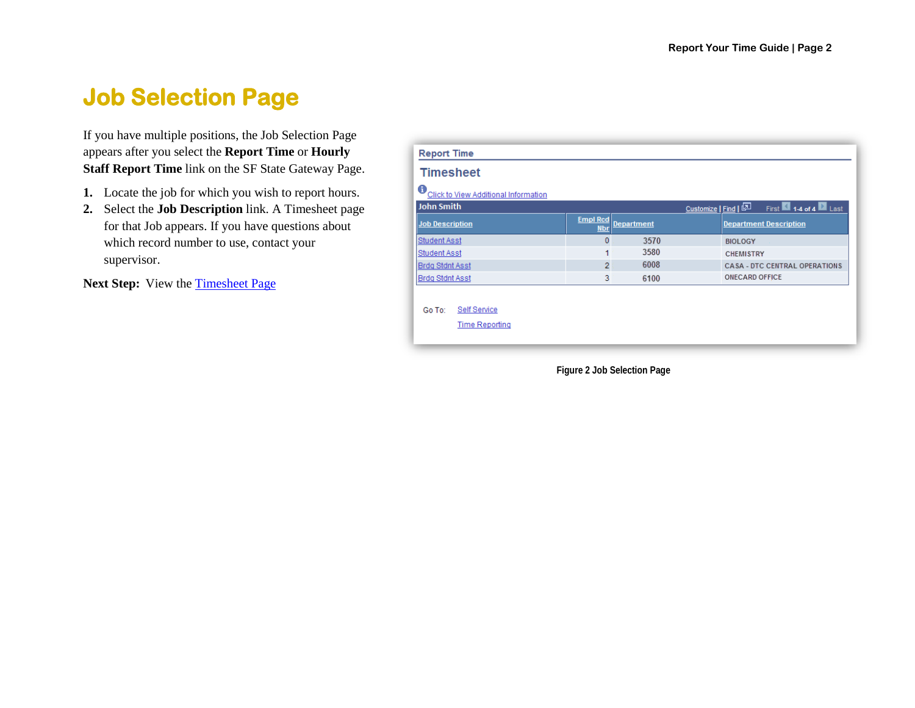# Job Selection Page

If you have multiple positions, the Job Selection Page appears after you select the **Report Time** or **Hourly Staff Report Time** link on the SF State Gateway Page.

1. Locate the job for which you wish to report hours.
2. Select the **Job Description** link. A Timesheet page for that Job appears. If you have questions about which record number to use, contact your supervisor.

**Next Step:** View the Timesheet Page

Report Time

Timesheet

Click to View Additional Information

John Smith — Customize | Find | First 1-4 of 4 Last

| Job Description | Empl Rcd Nbr | Department | Department Description |
|---|---|---|---|
| Student Asst | 0 | 3570 | BIOLOGY |
| Student Asst | 1 | 3580 | CHEMISTRY |
| Brdg Stdnt Asst | 2 | 6008 | CASA - DTC CENTRAL OPERATIONS |
| Brdg Stdnt Asst | 3 | 6100 | ONECARD OFFICE |

Go To: Self Service

Time Reporting

Figure 2 Job Selection Page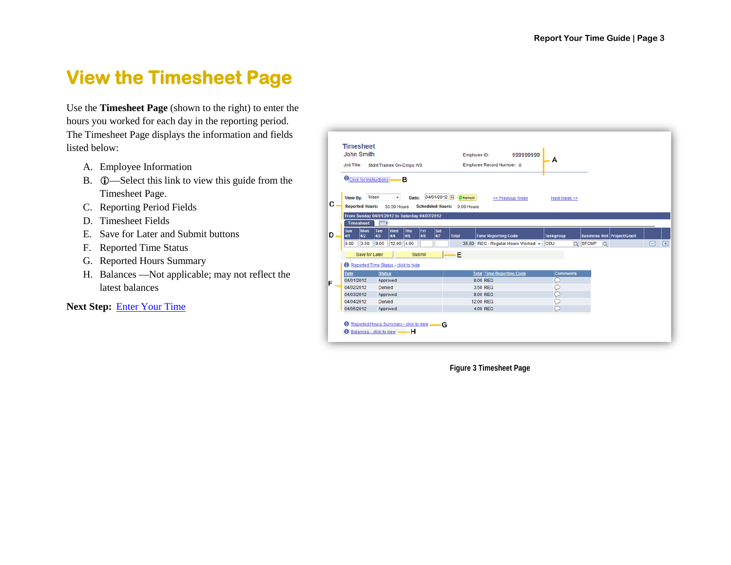# View the Timesheet Page

Use the **Timesheet Page** (shown to the right) to enter the hours you worked for each day in the reporting period. The Timesheet Page displays the information and fields listed below:

A. Employee Information
B. ⓘ—Select this link to view this guide from the Timesheet Page.
C. Reporting Period Fields
D. Timesheet Fields
E. Save for Later and Submit buttons
F. Reported Time Status
G. Reported Hours Summary
H. Balances —Not applicable; may not reflect the latest balances

**Next Step:** Enter Your Time

Figure 3 Timesheet Page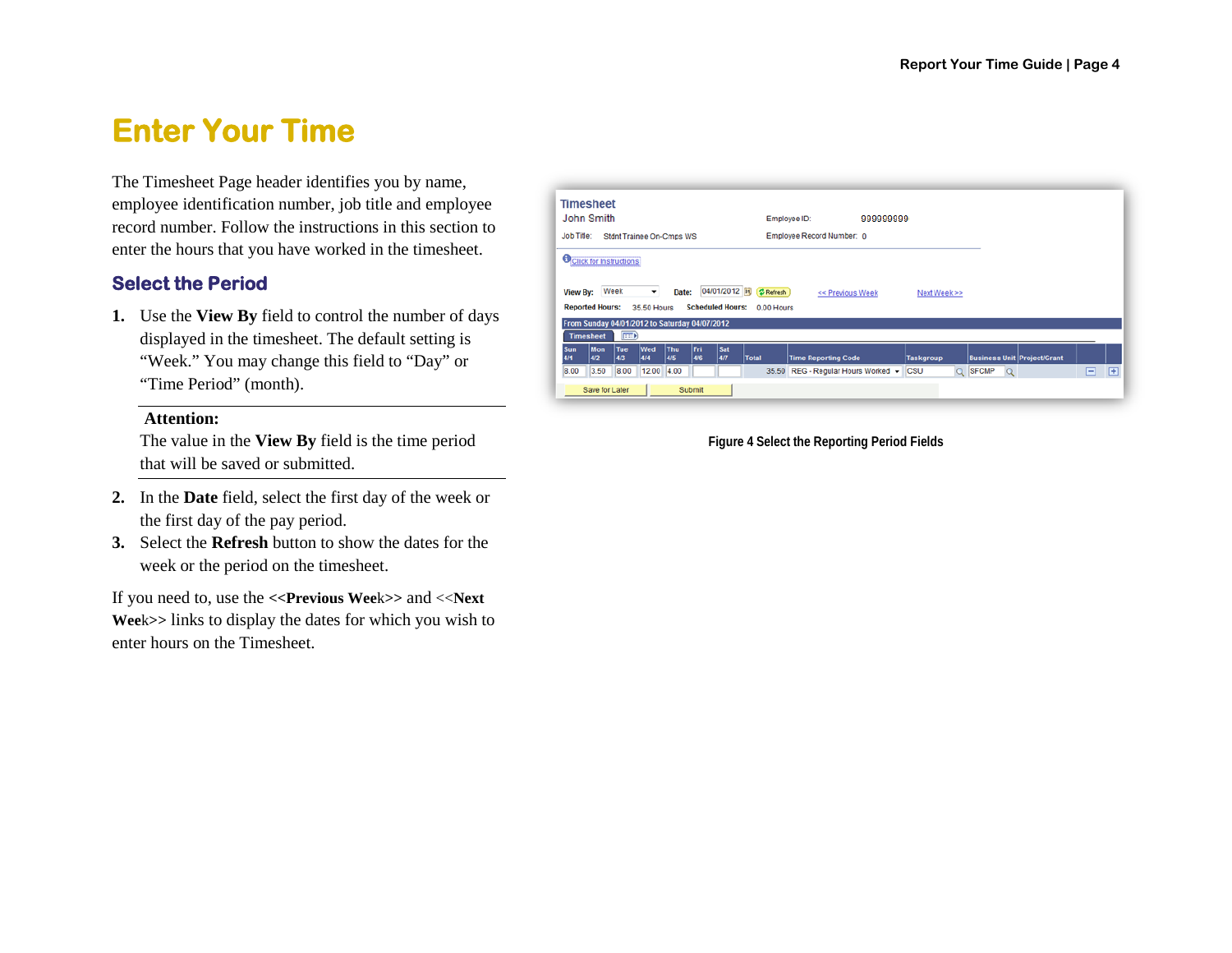# Enter Your Time

The Timesheet Page header identifies you by name, employee identification number, job title and employee record number. Follow the instructions in this section to enter the hours that you have worked in the timesheet.

## Select the Period

1. Use the **View By** field to control the number of days displayed in the timesheet. The default setting is "Week." You may change this field to "Day" or "Time Period" (month).

> **Attention:**
> The value in the **View By** field is the time period that will be saved or submitted.

2. In the **Date** field, select the first day of the week or the first day of the pay period.
3. Select the **Refresh** button to show the dates for the week or the period on the timesheet.

If you need to, use the **<<Previous Wee**k>> and <<**Next Wee**k>> links to display the dates for which you wish to enter hours on the Timesheet.

**Figure 4 Select the Reporting Period Fields**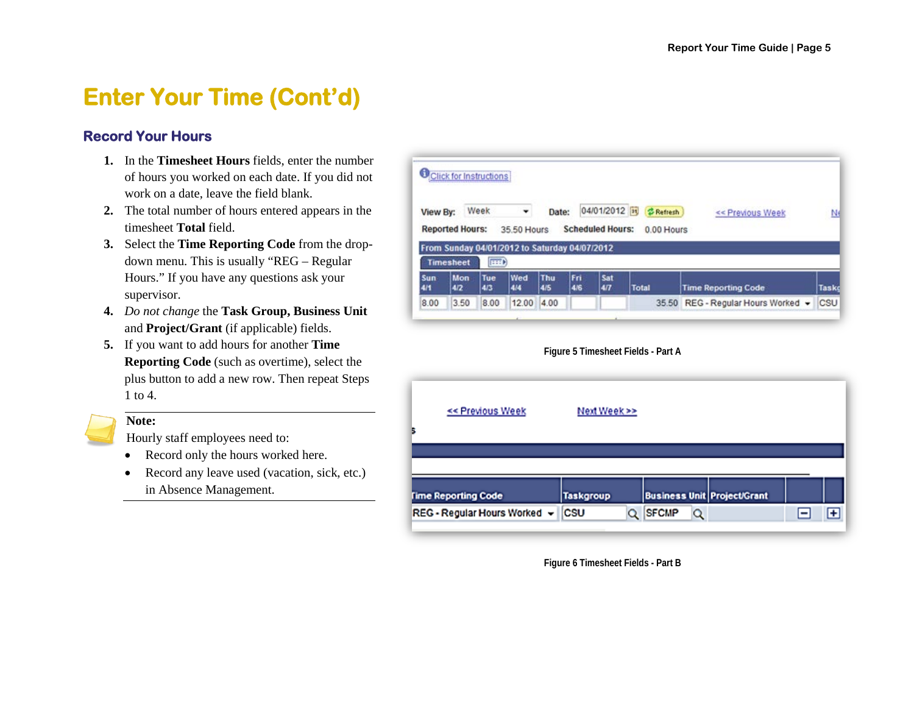# Enter Your Time (Cont'd)

## Record Your Hours

1. In the **Timesheet Hours** fields, enter the number of hours you worked on each date. If you did not work on a date, leave the field blank.
2. The total number of hours entered appears in the timesheet **Total** field.
3. Select the **Time Reporting Code** from the drop-down menu. This is usually "REG – Regular Hours." If you have any questions ask your supervisor.
4. *Do not change* the **Task Group, Business Unit** and **Project/Grant** (if applicable) fields.
5. If you want to add hours for another **Time Reporting Code** (such as overtime), select the plus button to add a new row. Then repeat Steps 1 to 4.

**Note:**

Hourly staff employees need to:

- Record only the hours worked here.
- Record any leave used (vacation, sick, etc.) in Absence Management.

Figure 5 Timesheet Fields - Part A

Figure 6 Timesheet Fields - Part B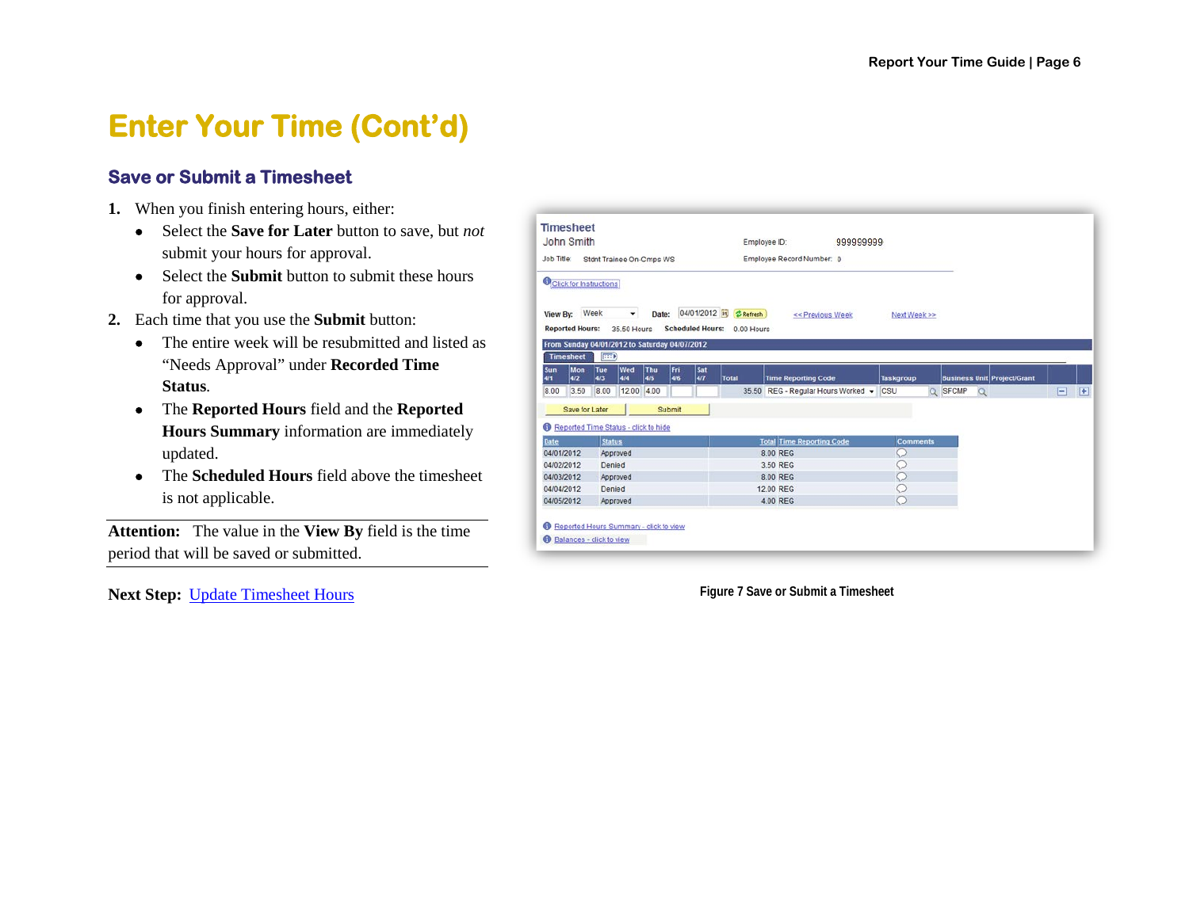# Enter Your Time (Cont'd)

## Save or Submit a Timesheet

1. When you finish entering hours, either:
   - Select the **Save for Later** button to save, but *not* submit your hours for approval.
   - Select the **Submit** button to submit these hours for approval.
2. Each time that you use the **Submit** button:
   - The entire week will be resubmitted and listed as "Needs Approval" under **Recorded Time Status**.
   - The **Reported Hours** field and the **Reported Hours Summary** information are immediately updated.
   - The **Scheduled Hours** field above the timesheet is not applicable.

**Attention:** The value in the **View By** field is the time period that will be saved or submitted.

**Next Step:** Update Timesheet Hours

Figure 7 Save or Submit a Timesheet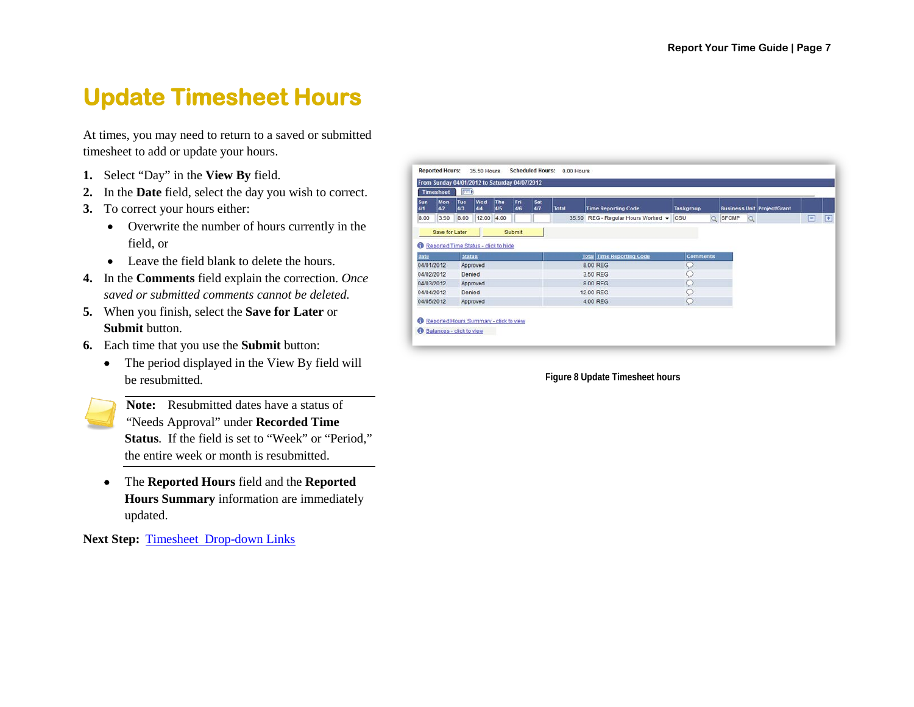# Update Timesheet Hours

At times, you may need to return to a saved or submitted timesheet to add or update your hours.

1. Select “Day” in the **View By** field.
2. In the **Date** field, select the day you wish to correct.
3. To correct your hours either:
   - Overwrite the number of hours currently in the field, or
   - Leave the field blank to delete the hours.
4. In the **Comments** field explain the correction. *Once saved or submitted comments cannot be deleted.*
5. When you finish, select the **Save for Later** or **Submit** button.
6. Each time that you use the **Submit** button:
   - The period displayed in the View By field will be resubmitted.

> **Note:** Resubmitted dates have a status of “Needs Approval” under **Recorded Time Status**. If the field is set to “Week” or “Period,” the entire week or month is resubmitted.

   - The **Reported Hours** field and the **Reported Hours Summary** information are immediately updated.

**Next Step:** [Timesheet Drop-down Links]()

Figure 8 Update Timesheet hours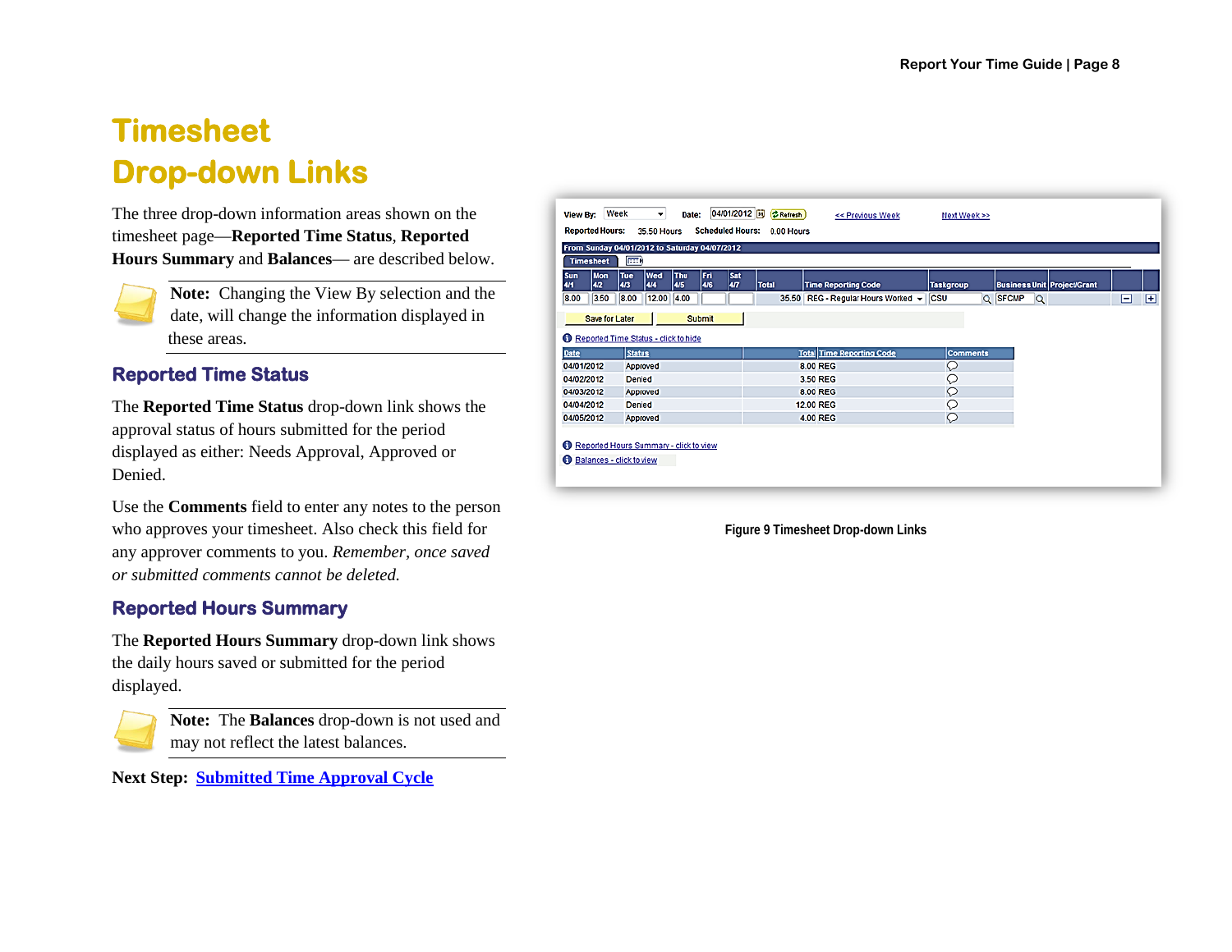# Timesheet Drop-down Links

The three drop-down information areas shown on the timesheet page—**Reported Time Status**, **Reported Hours Summary** and **Balances**— are described below.

**Note:** Changing the View By selection and the date, will change the information displayed in these areas.

## Reported Time Status

The **Reported Time Status** drop-down link shows the approval status of hours submitted for the period displayed as either: Needs Approval, Approved or Denied.

Use the **Comments** field to enter any notes to the person who approves your timesheet. Also check this field for any approver comments to you. *Remember, once saved or submitted comments cannot be deleted.*

## Reported Hours Summary

The **Reported Hours Summary** drop-down link shows the daily hours saved or submitted for the period displayed.

**Note:** The **Balances** drop-down is not used and may not reflect the latest balances.

**Next Step:** [Submitted Time Approval Cycle]()

Figure 9 Timesheet Drop-down Links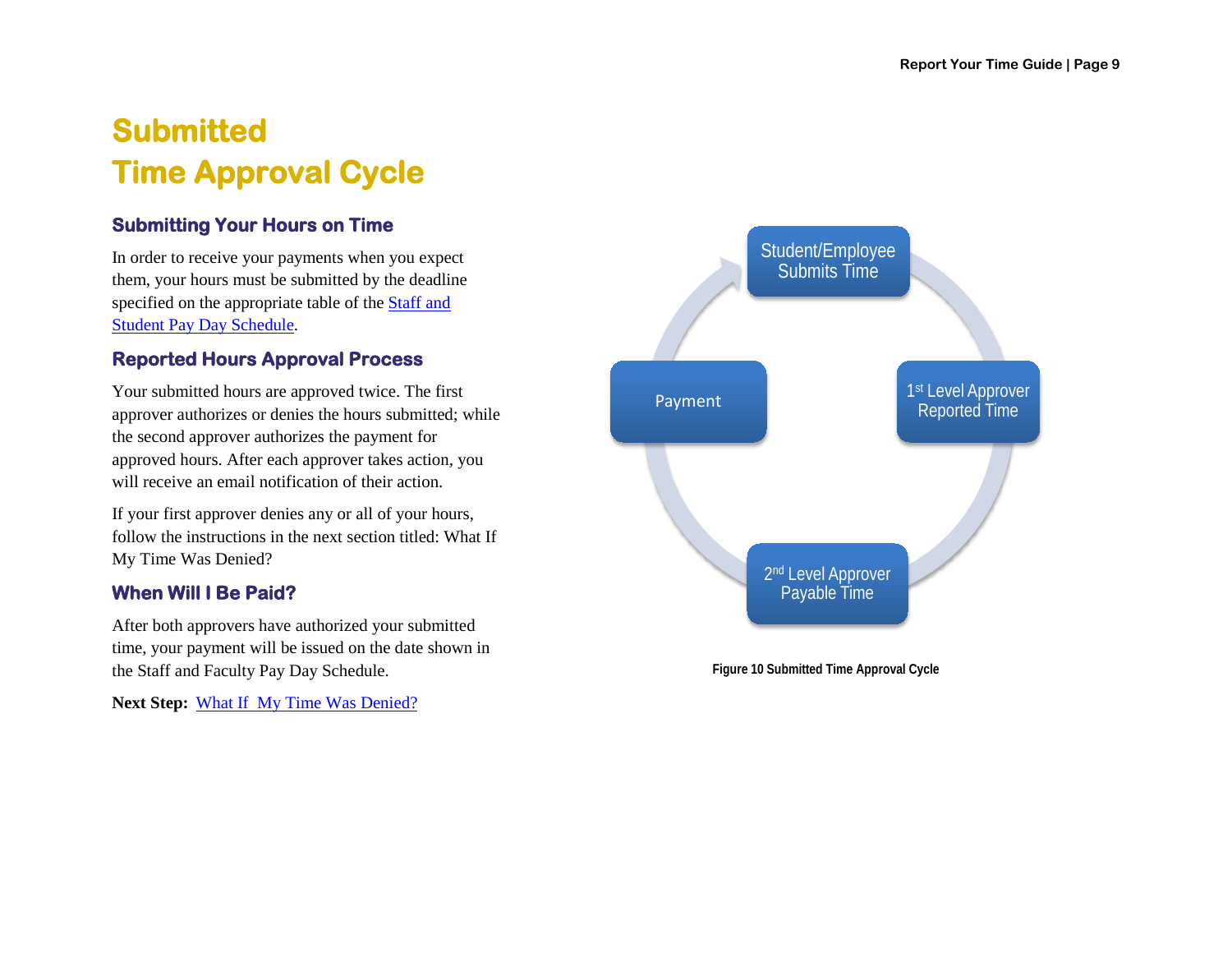# Submitted Time Approval Cycle

## Submitting Your Hours on Time

In order to receive your payments when you expect them, your hours must be submitted by the deadline specified on the appropriate table of the Staff and Student Pay Day Schedule.

## Reported Hours Approval Process

Your submitted hours are approved twice. The first approver authorizes or denies the hours submitted; while the second approver authorizes the payment for approved hours. After each approver takes action, you will receive an email notification of their action.

If your first approver denies any or all of your hours, follow the instructions in the next section titled: What If My Time Was Denied?

## When Will I Be Paid?

After both approvers have authorized your submitted time, your payment will be issued on the date shown in the Staff and Faculty Pay Day Schedule.

**Next Step:** What If My Time Was Denied?

Student/Employee Submits Time

1st Level Approver Reported Time

2nd Level Approver Payable Time

Payment

Figure 10 Submitted Time Approval Cycle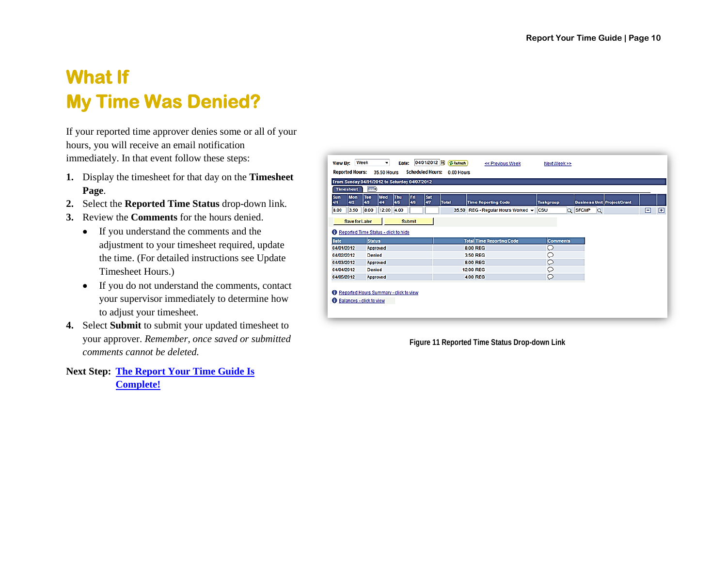# What If My Time Was Denied?

If your reported time approver denies some or all of your hours, you will receive an email notification immediately. In that event follow these steps:

1. Display the timesheet for that day on the **Timesheet Page**.
2. Select the **Reported Time Status** drop-down link.
3. Review the **Comments** for the hours denied.
   - If you understand the comments and the adjustment to your timesheet required, update the time. (For detailed instructions see Update Timesheet Hours.)
   - If you do not understand the comments, contact your supervisor immediately to determine how to adjust your timesheet.
4. Select **Submit** to submit your updated timesheet to your approver. *Remember, once saved or submitted comments cannot be deleted.*

**Next Step:** [The Report Your Time Guide Is Complete!]()

Figure 11 Reported Time Status Drop-down Link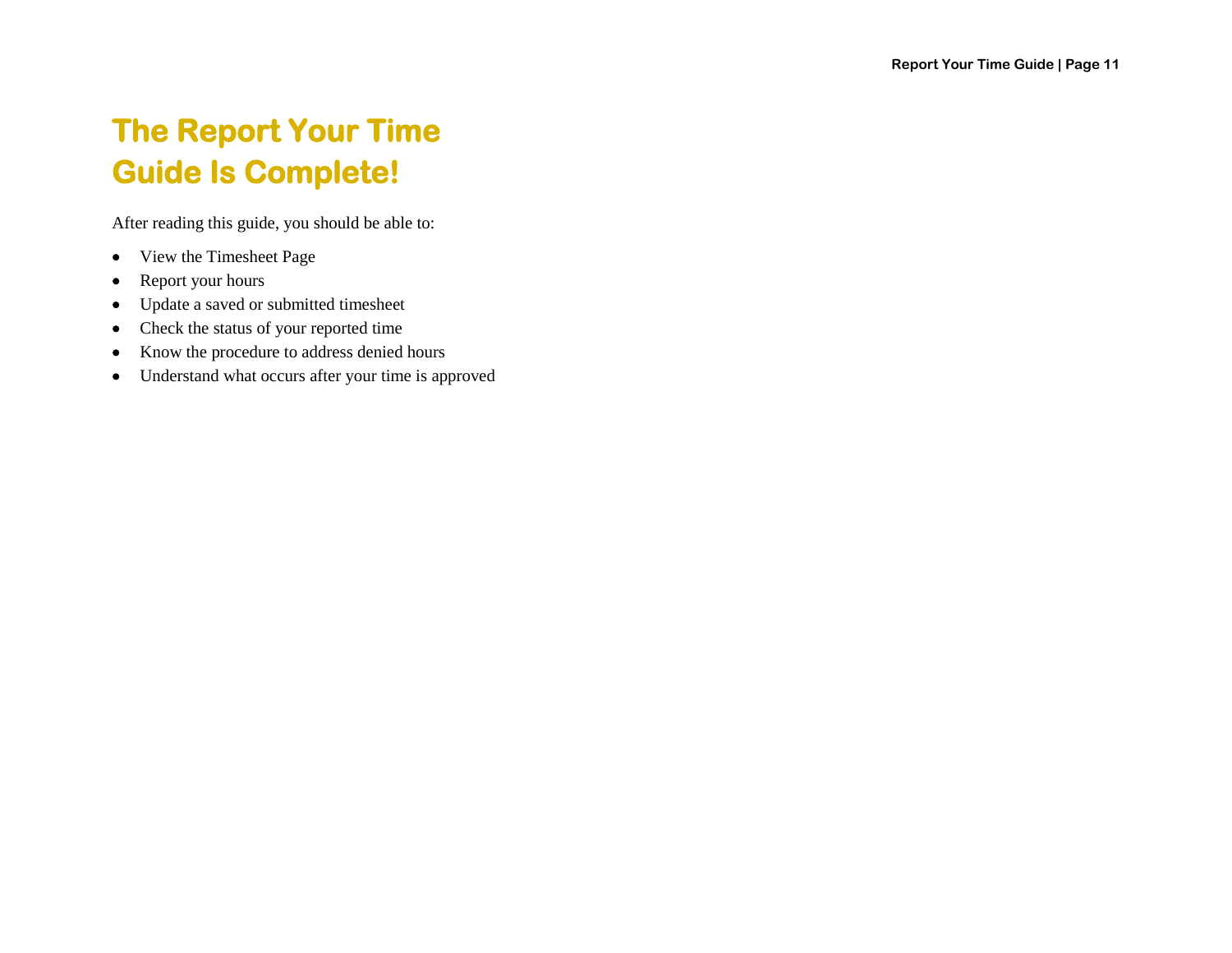# The Report Your Time Guide Is Complete!

After reading this guide, you should be able to:

- View the Timesheet Page
- Report your hours
- Update a saved or submitted timesheet
- Check the status of your reported time
- Know the procedure to address denied hours
- Understand what occurs after your time is approved